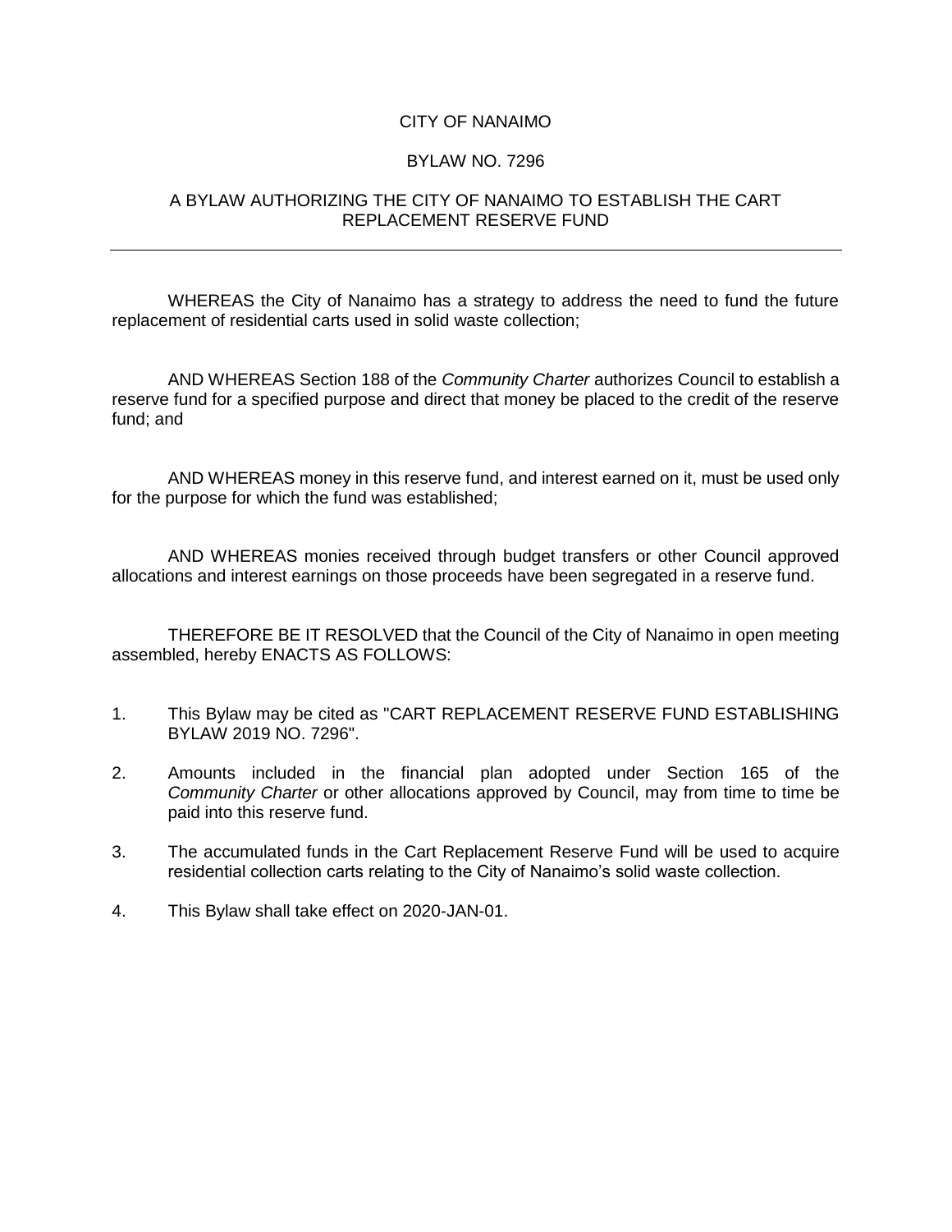CITY OF NANAIMO

BYLAW NO. 7296

A BYLAW AUTHORIZING THE CITY OF NANAIMO TO ESTABLISH THE CART REPLACEMENT RESERVE FUND

---

WHEREAS the City of Nanaimo has a strategy to address the need to fund the future replacement of residential carts used in solid waste collection;

AND WHEREAS Section 188 of the *Community Charter* authorizes Council to establish a reserve fund for a specified purpose and direct that money be placed to the credit of the reserve fund; and

AND WHEREAS money in this reserve fund, and interest earned on it, must be used only for the purpose for which the fund was established;

AND WHEREAS monies received through budget transfers or other Council approved allocations and interest earnings on those proceeds have been segregated in a reserve fund.

THEREFORE BE IT RESOLVED that the Council of the City of Nanaimo in open meeting assembled, hereby ENACTS AS FOLLOWS:

1. This Bylaw may be cited as "CART REPLACEMENT RESERVE FUND ESTABLISHING BYLAW 2019 NO. 7296".

2. Amounts included in the financial plan adopted under Section 165 of the *Community Charter* or other allocations approved by Council, may from time to time be paid into this reserve fund.

3. The accumulated funds in the Cart Replacement Reserve Fund will be used to acquire residential collection carts relating to the City of Nanaimo's solid waste collection.

4. This Bylaw shall take effect on 2020-JAN-01.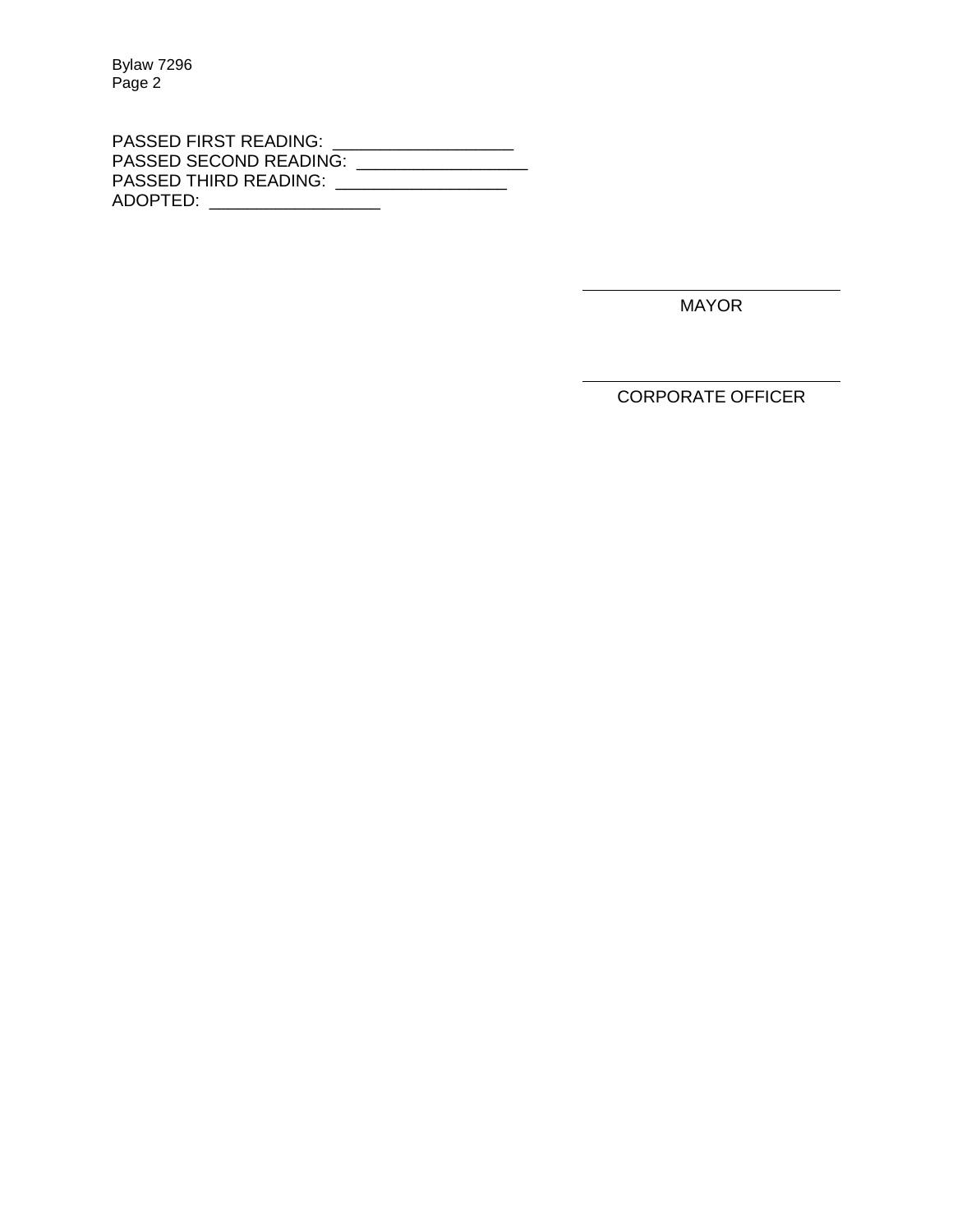PASSED FIRST READING: ___________________
PASSED SECOND READING: __________________
PASSED THIRD READING: __________________
ADOPTED: __________________

_____________________________
MAYOR

_____________________________
CORPORATE OFFICER